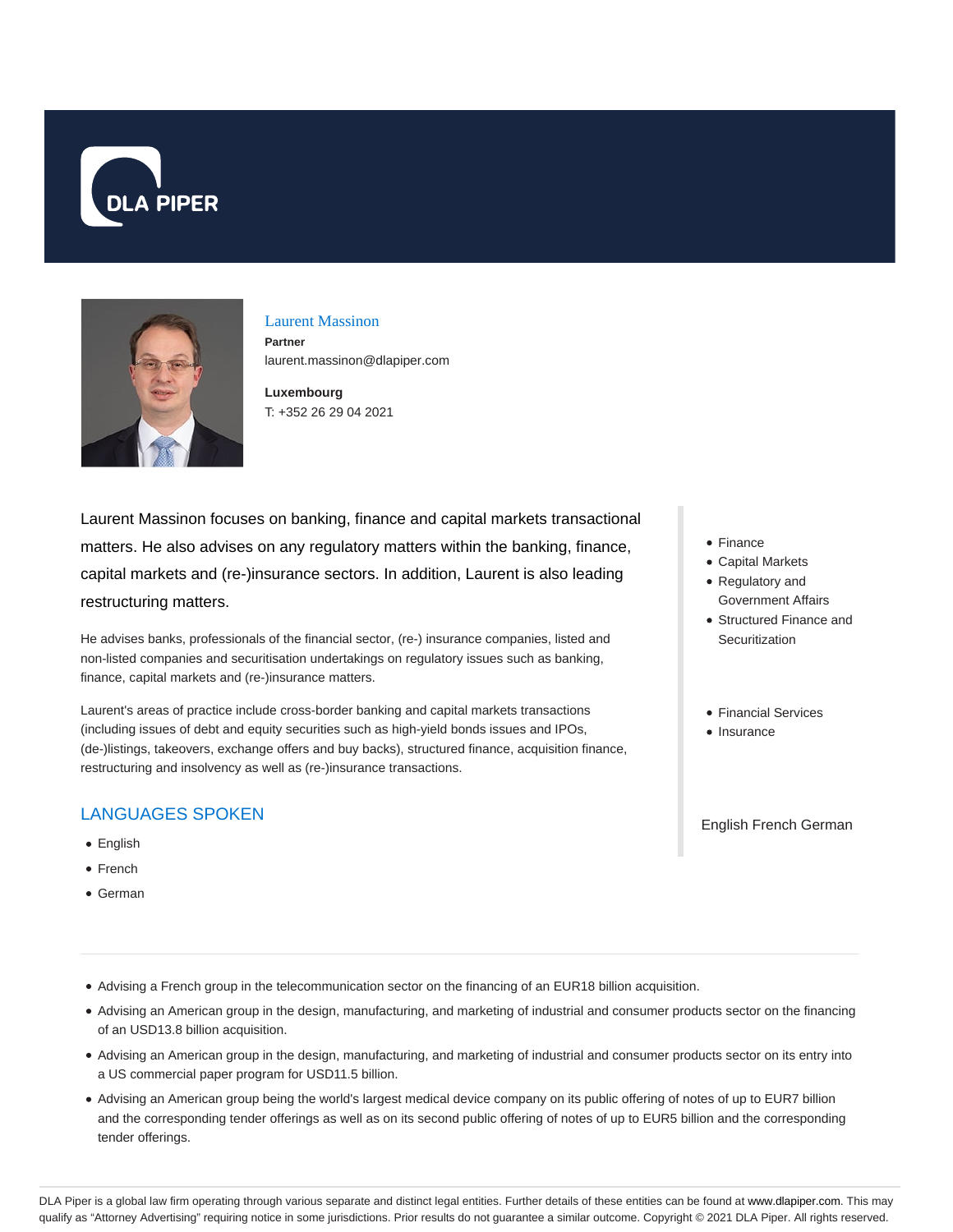# Laurent Massinon

**Partner**

laurent.massinon@dlapiper.com

**Luxembourg**

T: +352 26 29 04 2021

Laurent Massinon focuses on banking, finance and capital markets transactional matters. He also advises on any regulatory matters within the banking, finance, capital markets and (re-)insurance sectors. In addition, Laurent is also leading restructuring matters.

He advises banks, professionals of the financial sector, (re-) insurance companies, listed and non-listed companies and securitisation undertakings on regulatory issues such as banking, finance, capital markets and (re-)insurance matters.

Laurent's areas of practice include cross-border banking and capital markets transactions (including issues of debt and equity securities such as high-yield bonds issues and IPOs, (de-)listings, takeovers, exchange offers and buy backs), structured finance, acquisition finance, restructuring and insolvency as well as (re-)insurance transactions.

- Finance
- Capital Markets
- Regulatory and Government Affairs
- Structured Finance and Securitization

- Financial Services
- Insurance

English French German

## LANGUAGES SPOKEN

- English
- French
- German

---

- Advising a French group in the telecommunication sector on the financing of an EUR18 billion acquisition.
- Advising an American group in the design, manufacturing, and marketing of industrial and consumer products sector on the financing of an USD13.8 billion acquisition.
- Advising an American group in the design, manufacturing, and marketing of industrial and consumer products sector on its entry into a US commercial paper program for USD11.5 billion.
- Advising an American group being the world's largest medical device company on its public offering of notes of up to EUR7 billion and the corresponding tender offerings as well as on its second public offering of notes of up to EUR5 billion and the corresponding tender offerings.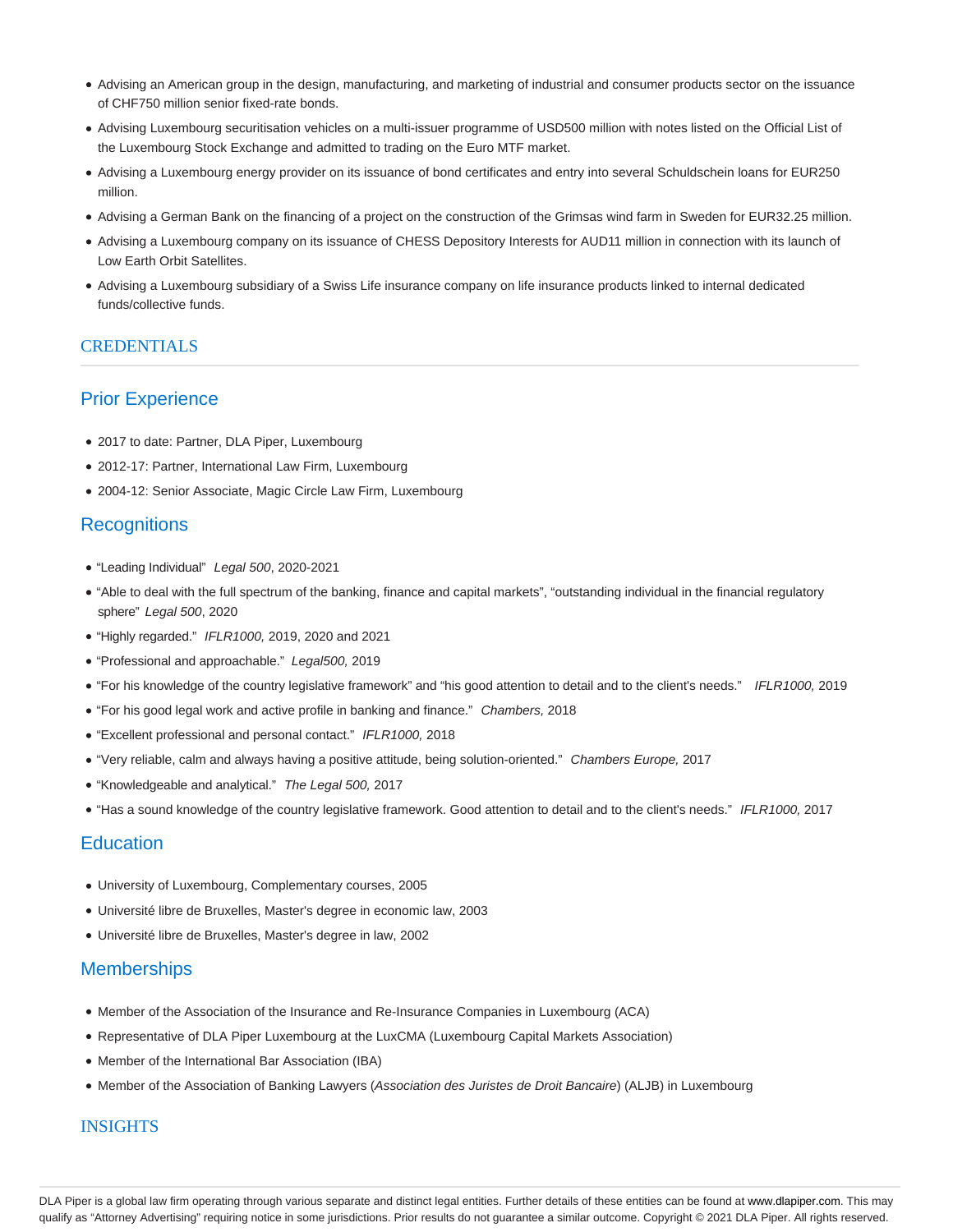- Advising an American group in the design, manufacturing, and marketing of industrial and consumer products sector on the issuance of CHF750 million senior fixed-rate bonds.
- Advising Luxembourg securitisation vehicles on a multi-issuer programme of USD500 million with notes listed on the Official List of the Luxembourg Stock Exchange and admitted to trading on the Euro MTF market.
- Advising a Luxembourg energy provider on its issuance of bond certificates and entry into several Schuldschein loans for EUR250 million.
- Advising a German Bank on the financing of a project on the construction of the Grimsas wind farm in Sweden for EUR32.25 million.
- Advising a Luxembourg company on its issuance of CHESS Depository Interests for AUD11 million in connection with its launch of Low Earth Orbit Satellites.
- Advising a Luxembourg subsidiary of a Swiss Life insurance company on life insurance products linked to internal dedicated funds/collective funds.

## CREDENTIALS

### Prior Experience

- 2017 to date: Partner, DLA Piper, Luxembourg
- 2012-17: Partner, International Law Firm, Luxembourg
- 2004-12: Senior Associate, Magic Circle Law Firm, Luxembourg

### Recognitions

- "Leading Individual" *Legal 500*, 2020-2021
- "Able to deal with the full spectrum of the banking, finance and capital markets", "outstanding individual in the financial regulatory sphere" *Legal 500*, 2020
- "Highly regarded." *IFLR1000,* 2019, 2020 and 2021
- "Professional and approachable." *Legal500,* 2019
- "For his knowledge of the country legislative framework" and "his good attention to detail and to the client's needs." *IFLR1000,* 2019
- "For his good legal work and active profile in banking and finance." *Chambers,* 2018
- "Excellent professional and personal contact." *IFLR1000,* 2018
- "Very reliable, calm and always having a positive attitude, being solution-oriented." *Chambers Europe,* 2017
- "Knowledgeable and analytical." *The Legal 500,* 2017
- "Has a sound knowledge of the country legislative framework. Good attention to detail and to the client's needs." *IFLR1000,* 2017

### Education

- University of Luxembourg, Complementary courses, 2005
- Université libre de Bruxelles, Master's degree in economic law, 2003
- Université libre de Bruxelles, Master's degree in law, 2002

### Memberships

- Member of the Association of the Insurance and Re-Insurance Companies in Luxembourg (ACA)
- Representative of DLA Piper Luxembourg at the LuxCMA (Luxembourg Capital Markets Association)
- Member of the International Bar Association (IBA)
- Member of the Association of Banking Lawyers (*Association des Juristes de Droit Bancaire*) (ALJB) in Luxembourg

## INSIGHTS

DLA Piper is a global law firm operating through various separate and distinct legal entities. Further details of these entities can be found at www.dlapiper.com. This may qualify as "Attorney Advertising" requiring notice in some jurisdictions. Prior results do not guarantee a similar outcome. Copyright © 2021 DLA Piper. All rights reserved.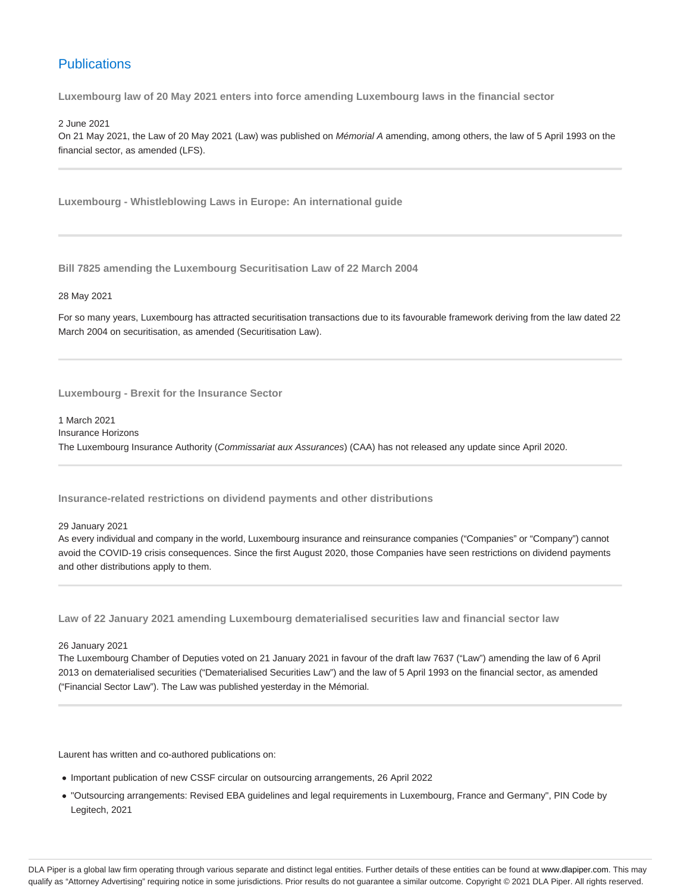## Publications

### Luxembourg law of 20 May 2021 enters into force amending Luxembourg laws in the financial sector

2 June 2021

On 21 May 2021, the Law of 20 May 2021 (Law) was published on *Mémorial A* amending, among others, the law of 5 April 1993 on the financial sector, as amended (LFS).

---

### Luxembourg - Whistleblowing Laws in Europe: An international guide

---

### Bill 7825 amending the Luxembourg Securitisation Law of 22 March 2004

28 May 2021

For so many years, Luxembourg has attracted securitisation transactions due to its favourable framework deriving from the law dated 22 March 2004 on securitisation, as amended (Securitisation Law).

---

### Luxembourg - Brexit for the Insurance Sector

1 March 2021

Insurance Horizons

The Luxembourg Insurance Authority (*Commissariat aux Assurances*) (CAA) has not released any update since April 2020.

---

### Insurance-related restrictions on dividend payments and other distributions

29 January 2021

As every individual and company in the world, Luxembourg insurance and reinsurance companies ("Companies" or "Company") cannot avoid the COVID-19 crisis consequences. Since the first August 2020, those Companies have seen restrictions on dividend payments and other distributions apply to them.

---

### Law of 22 January 2021 amending Luxembourg dematerialised securities law and financial sector law

26 January 2021

The Luxembourg Chamber of Deputies voted on 21 January 2021 in favour of the draft law 7637 ("Law") amending the law of 6 April 2013 on dematerialised securities ("Dematerialised Securities Law") and the law of 5 April 1993 on the financial sector, as amended ("Financial Sector Law"). The Law was published yesterday in the Mémorial.

---

Laurent has written and co-authored publications on:

- Important publication of new CSSF circular on outsourcing arrangements, 26 April 2022
- "Outsourcing arrangements: Revised EBA guidelines and legal requirements in Luxembourg, France and Germany", PIN Code by Legitech, 2021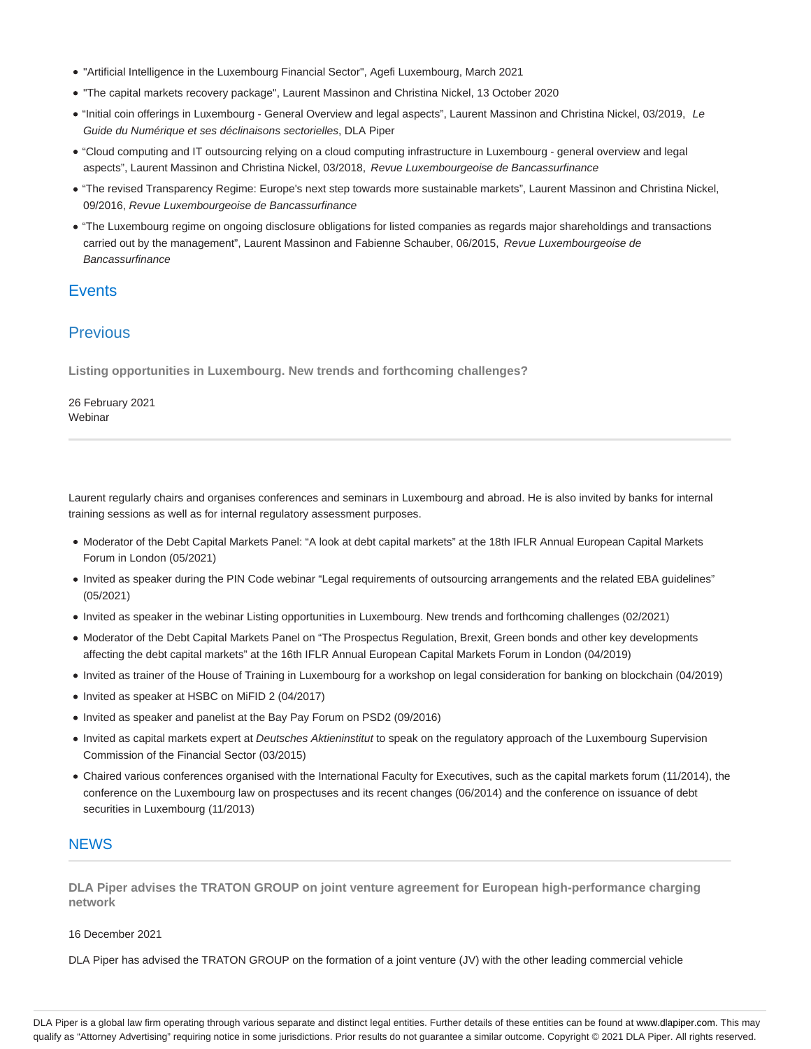- "Artificial Intelligence in the Luxembourg Financial Sector", Agefi Luxembourg, March 2021
- "The capital markets recovery package", Laurent Massinon and Christina Nickel, 13 October 2020
- "Initial coin offerings in Luxembourg - General Overview and legal aspects", Laurent Massinon and Christina Nickel, 03/2019, *Le Guide du Numérique et ses déclinaisons sectorielles*, DLA Piper
- "Cloud computing and IT outsourcing relying on a cloud computing infrastructure in Luxembourg - general overview and legal aspects", Laurent Massinon and Christina Nickel, 03/2018, *Revue Luxembourgeoise de Bancassurfinance*
- "The revised Transparency Regime: Europe's next step towards more sustainable markets", Laurent Massinon and Christina Nickel, 09/2016, *Revue Luxembourgeoise de Bancassurfinance*
- "The Luxembourg regime on ongoing disclosure obligations for listed companies as regards major shareholdings and transactions carried out by the management", Laurent Massinon and Fabienne Schauber, 06/2015, *Revue Luxembourgeoise de Bancassurfinance*

## Events

## Previous

**Listing opportunities in Luxembourg. New trends and forthcoming challenges?**

26 February 2021
Webinar

---

Laurent regularly chairs and organises conferences and seminars in Luxembourg and abroad. He is also invited by banks for internal training sessions as well as for internal regulatory assessment purposes.

- Moderator of the Debt Capital Markets Panel: "A look at debt capital markets" at the 18th IFLR Annual European Capital Markets Forum in London (05/2021)
- Invited as speaker during the PIN Code webinar "Legal requirements of outsourcing arrangements and the related EBA guidelines" (05/2021)
- Invited as speaker in the webinar Listing opportunities in Luxembourg. New trends and forthcoming challenges (02/2021)
- Moderator of the Debt Capital Markets Panel on "The Prospectus Regulation, Brexit, Green bonds and other key developments affecting the debt capital markets" at the 16th IFLR Annual European Capital Markets Forum in London (04/2019)
- Invited as trainer of the House of Training in Luxembourg for a workshop on legal consideration for banking on blockchain (04/2019)
- Invited as speaker at HSBC on MiFID 2 (04/2017)
- Invited as speaker and panelist at the Bay Pay Forum on PSD2 (09/2016)
- Invited as capital markets expert at *Deutsches Aktieninstitut* to speak on the regulatory approach of the Luxembourg Supervision Commission of the Financial Sector (03/2015)
- Chaired various conferences organised with the International Faculty for Executives, such as the capital markets forum (11/2014), the conference on the Luxembourg law on prospectuses and its recent changes (06/2014) and the conference on issuance of debt securities in Luxembourg (11/2013)

## NEWS

**DLA Piper advises the TRATON GROUP on joint venture agreement for European high-performance charging network**

16 December 2021

DLA Piper has advised the TRATON GROUP on the formation of a joint venture (JV) with the other leading commercial vehicle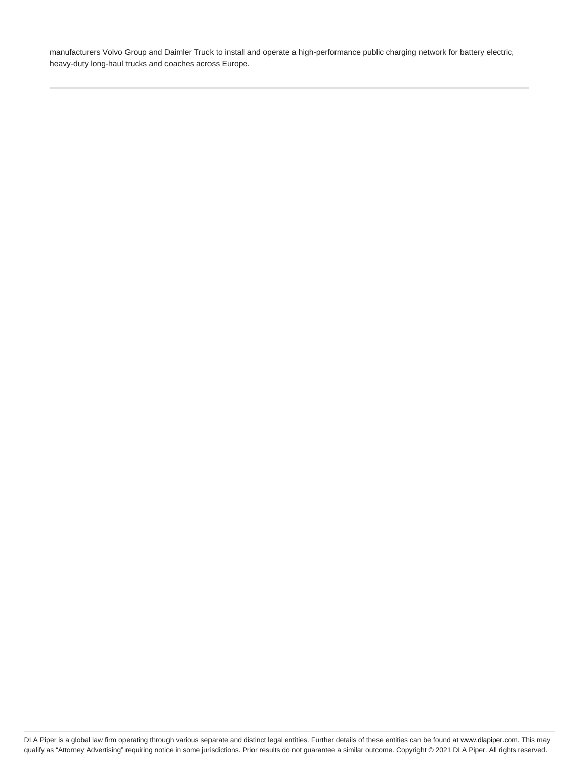manufacturers Volvo Group and Daimler Truck to install and operate a high-performance public charging network for battery electric, heavy-duty long-haul trucks and coaches across Europe.

---

DLA Piper is a global law firm operating through various separate and distinct legal entities. Further details of these entities can be found at www.dlapiper.com. This may qualify as “Attorney Advertising” requiring notice in some jurisdictions. Prior results do not guarantee a similar outcome. Copyright © 2021 DLA Piper. All rights reserved.